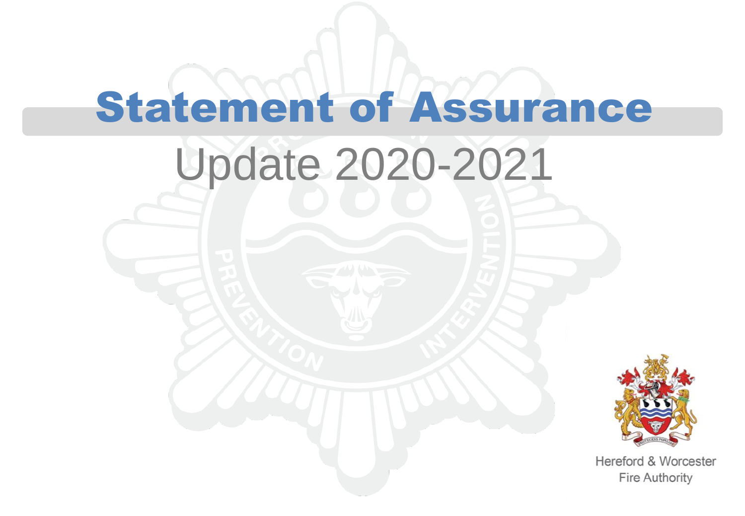# Statement of Assurance

## Update 2020-2021

Hereford & Worcester Fire Authority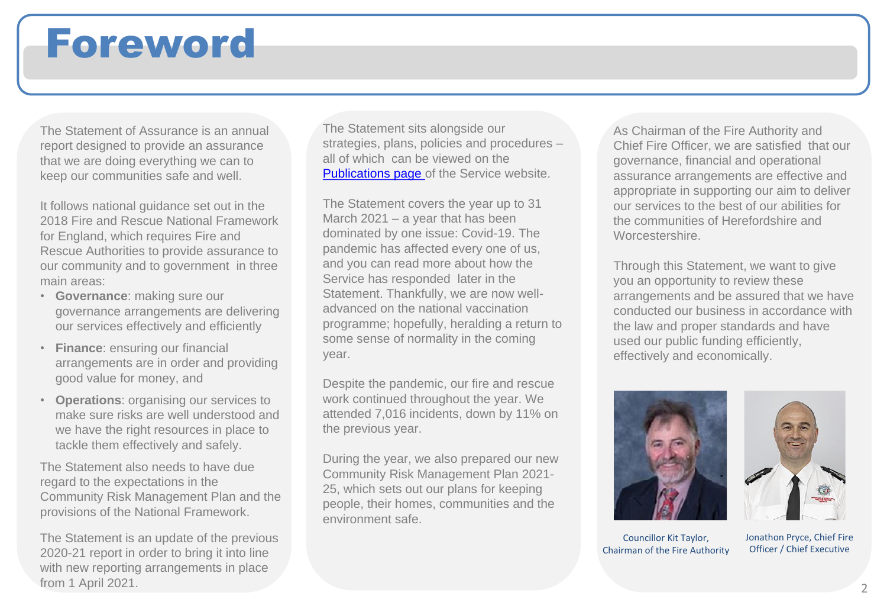# Foreword

The Statement of Assurance is an annual report designed to provide an assurance that we are doing everything we can to keep our communities safe and well.

It follows national guidance set out in the 2018 Fire and Rescue National Framework for England, which requires Fire and Rescue Authorities to provide assurance to our community and to government in three main areas:

- **Governance**: making sure our governance arrangements are delivering our services effectively and efficiently
- **Finance**: ensuring our financial arrangements are in order and providing good value for money, and
- **Operations**: organising our services to make sure risks are well understood and we have the right resources in place to tackle them effectively and safely.

The Statement also needs to have due regard to the expectations in the Community Risk Management Plan and the provisions of the National Framework.

The Statement is an update of the previous 2020-21 report in order to bring it into line with new reporting arrangements in place from 1 April 2021.

The Statement sits alongside our strategies, plans, policies and procedures – all of which can be viewed on the Publications page of the Service website.

The Statement covers the year up to 31 March 2021 – a year that has been dominated by one issue: Covid-19. The pandemic has affected every one of us, and you can read more about how the Service has responded later in the Statement. Thankfully, we are now well-advanced on the national vaccination programme; hopefully, heralding a return to some sense of normality in the coming year.

Despite the pandemic, our fire and rescue work continued throughout the year. We attended 7,016 incidents, down by 11% on the previous year.

During the year, we also prepared our new Community Risk Management Plan 2021-25, which sets out our plans for keeping people, their homes, communities and the environment safe.

As Chairman of the Fire Authority and Chief Fire Officer, we are satisfied that our governance, financial and operational assurance arrangements are effective and appropriate in supporting our aim to deliver our services to the best of our abilities for the communities of Herefordshire and Worcestershire.

Through this Statement, we want to give you an opportunity to review these arrangements and be assured that we have conducted our business in accordance with the law and proper standards and have used our public funding efficiently, effectively and economically.

Councillor Kit Taylor, Chairman of the Fire Authority

Jonathon Pryce, Chief Fire Officer / Chief Executive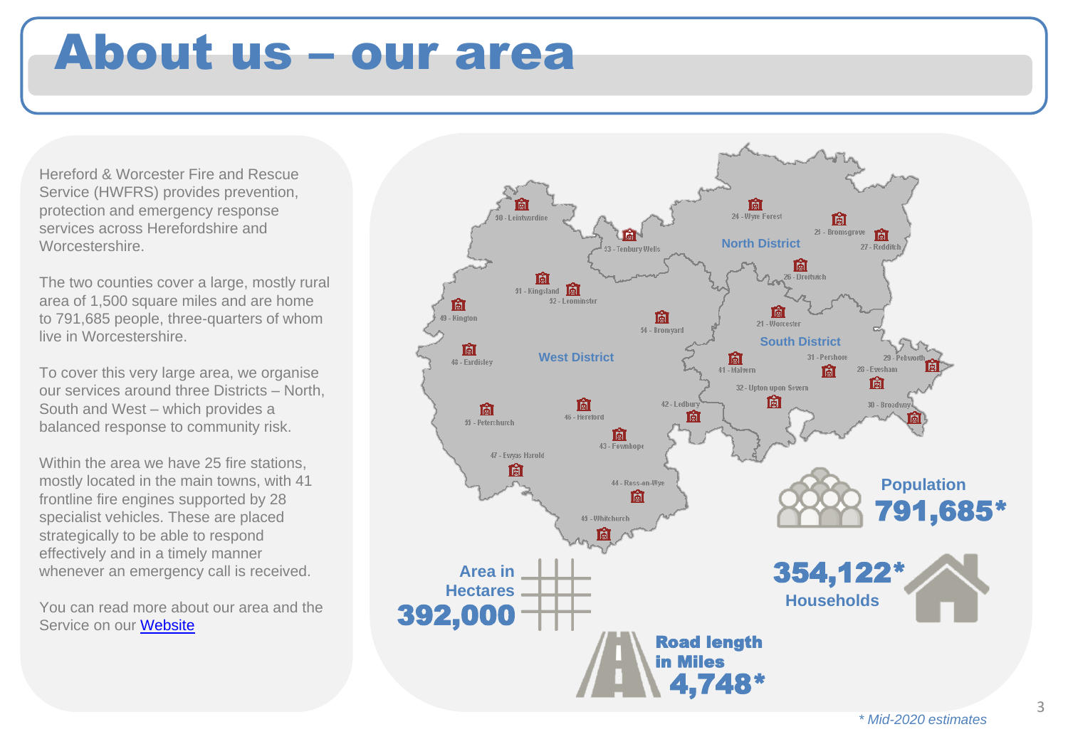# About us – our area

Hereford & Worcester Fire and Rescue Service (HWFRS) provides prevention, protection and emergency response services across Herefordshire and Worcestershire.

The two counties cover a large, mostly rural area of 1,500 square miles and are home to 791,685 people, three-quarters of whom live in Worcestershire.

To cover this very large area, we organise our services around three Districts – North, South and West – which provides a balanced response to community risk.

Within the area we have 25 fire stations, mostly located in the main towns, with 41 frontline fire engines supported by 28 specialist vehicles. These are placed strategically to be able to respond effectively and in a timely manner whenever an emergency call is received.

You can read more about our area and the Service on our [Website]

**North District**: 24 - Wyre Forest, 25 - Bromsgrove, 27 - Redditch, 26 - Droitwich

**South District**: 21 - Worcester, 41 - Malvern, 31 - Pershore, 29 - Pebworth, 28 - Evesham, 32 - Upton upon Severn, 30 - Broadway

**West District**: 50 - Leintwardine, 53 - Tenbury Wells, 51 - Kingsland, 52 - Leominster, 49 - Kington, 54 - Bromyard, 48 - Eardisley, 55 - Peterchurch, 46 - Hereford, 42 - Ledbury, 43 - Fownhope, 47 - Ewyas Harold, 44 - Ross-on-Wye, 45 - Whitchurch

**Population** 791,685*

**Area in Hectares** 392,000

**Households** 354,122*

**Road length in Miles** 4,748*

*\* Mid-2020 estimates*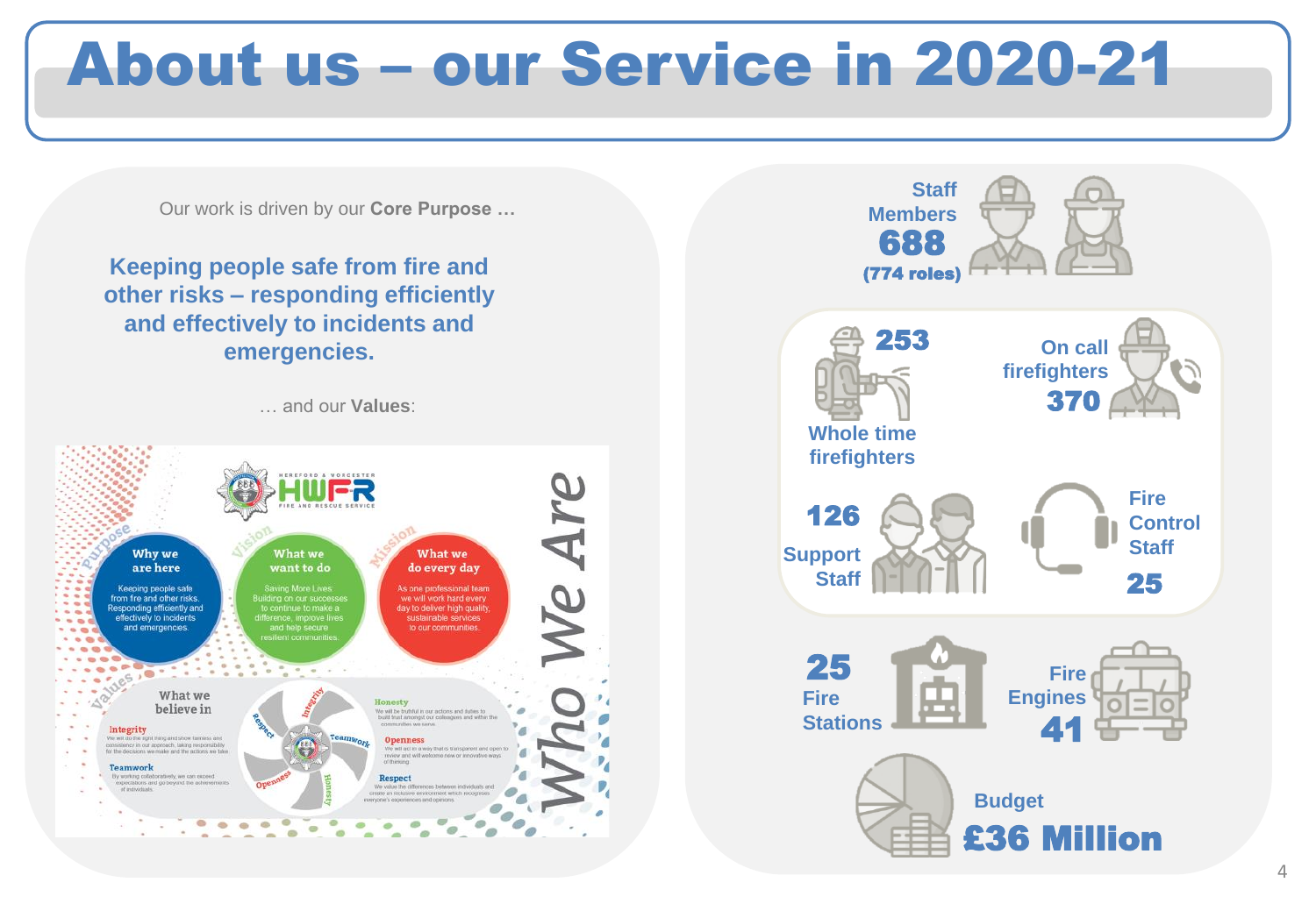# About us – our Service in 2020-21

Our work is driven by our **Core Purpose …**

**Keeping people safe from fire and other risks – responding efficiently and effectively to incidents and emergencies.**

… and our **Values**:

HEREFORD & WORCESTER HWFR FIRE AND RESCUE SERVICE

**Who We Are**

**Purpose – Why we are here**
Keeping people safe from fire and other risks. Responding efficiently and effectively to incidents and emergencies.

**Vision – What we want to do**
Saving More Lives: Building on our successes to continue to make a difference, improve lives and help secure resilient communities.

**Mission – What we do every day**
As one professional team we will work hard every day to deliver high quality, sustainable services to our communities.

**Values – What we believe in**

**Integrity**
We will do the right thing and show fairness and consistency in our approach, taking responsibility for the decisions we make and the actions we take.

**Teamwork**
By working collaboratively, we can exceed expectations and go beyond the achievements of individuals.

**Honesty**
We will be truthful in our actions and duties to build trust amongst our colleagues and within the communities we serve.

**Openness**
We will act in a way that is transparent and open to review and will welcome new or innovative ways of thinking.

**Respect**
We value the differences between individuals and create an inclusive environment which recognises everyone's experiences and opinions.

---

**Staff Members 688** (774 roles)

- **253** Whole time firefighters
- On call firefighters **370**
- **126** Support Staff
- Fire Control Staff **25**

**25** Fire Stations

Fire Engines **41**

Budget **£36 Million**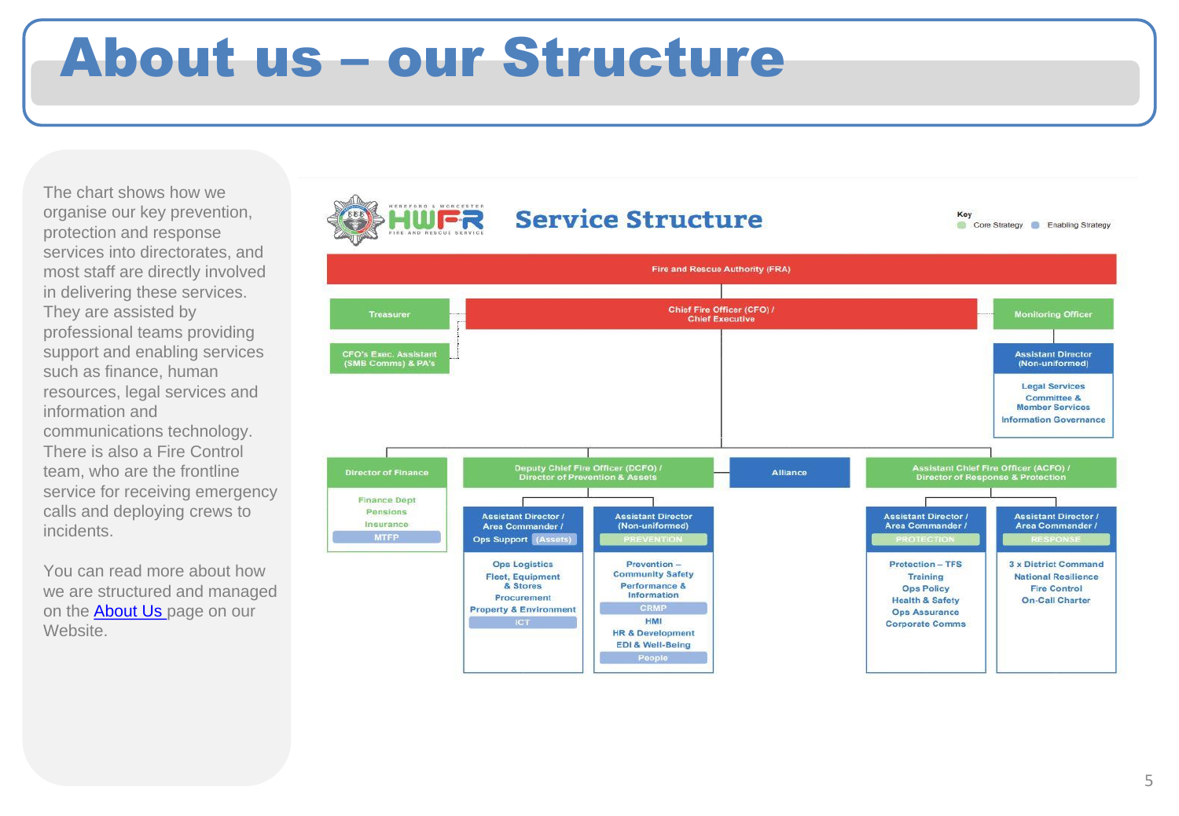# About us – our Structure

The chart shows how we organise our key prevention, protection and response services into directorates, and most staff are directly involved in delivering these services. They are assisted by professional teams providing support and enabling services such as finance, human resources, legal services and information and communications technology. There is also a Fire Control team, who are the frontline service for receiving emergency calls and deploying crews to incidents.

You can read more about how we are structured and managed on the About Us page on our Website.

## HWFR – Hereford & Worcester Fire and Rescue Service

## Service Structure

Key: Core Strategy | Enabling Strategy

**Fire and Rescue Authority (FRA)**

- Treasurer
- CFO's Exec. Assistant (SMB Comms) & PA's
- Monitoring Officer
  - Assistant Director (Non-uniformed)
    - Legal Services
    - Committee & Member Services
    - Information Governance

**Chief Fire Officer (CFO) / Chief Executive**

- **Director of Finance**
  - Finance Dept
  - Pensions
  - Insurance
  - MTFP
- **Deputy Chief Fire Officer (DCFO) / Director of Prevention & Assets**
  - Assistant Director / Area Commander / Ops Support (Assets)
    - Ops Logistics
    - Fleet, Equipment & Stores
    - Procurement
    - Property & Environment
    - ICT
  - Assistant Director (Non-uniformed) PREVENTION
    - Prevention – Community Safety
    - Performance & Information
    - CRMP
    - HMI
    - HR & Development
    - EDI & Well-Being
    - People
- **Alliance**
- **Assistant Chief Fire Officer (ACFO) / Director of Response & Protection**
  - Assistant Director / Area Commander / PROTECTION
    - Protection – TFS
    - Training
    - Ops Policy
    - Health & Safety
    - Ops Assurance
    - Corporate Comms
  - Assistant Director / Area Commander / RESPONSE
    - 3 x District Command
    - National Resilience
    - Fire Control
    - On-Call Charter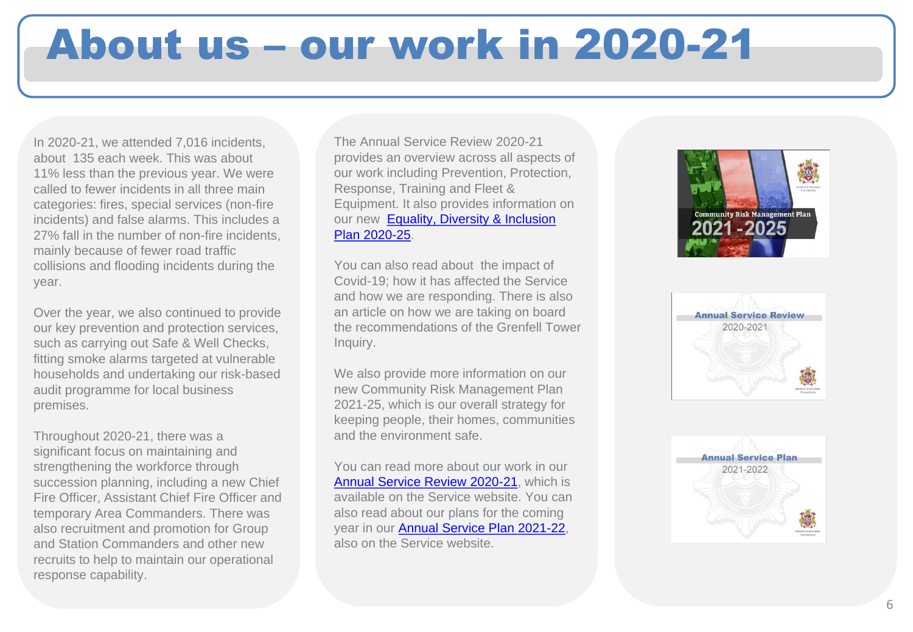# About us – our work in 2020-21

In 2020-21, we attended 7,016 incidents, about 135 each week. This was about 11% less than the previous year. We were called to fewer incidents in all three main categories: fires, special services (non-fire incidents) and false alarms. This includes a 27% fall in the number of non-fire incidents, mainly because of fewer road traffic collisions and flooding incidents during the year.

Over the year, we also continued to provide our key prevention and protection services, such as carrying out Safe & Well Checks, fitting smoke alarms targeted at vulnerable households and undertaking our risk-based audit programme for local business premises.

Throughout 2020-21, there was a significant focus on maintaining and strengthening the workforce through succession planning, including a new Chief Fire Officer, Assistant Chief Fire Officer and temporary Area Commanders. There was also recruitment and promotion for Group and Station Commanders and other new recruits to help to maintain our operational response capability.

The Annual Service Review 2020-21 provides an overview across all aspects of our work including Prevention, Protection, Response, Training and Fleet & Equipment. It also provides information on our new Equality, Diversity & Inclusion Plan 2020-25.

You can also read about the impact of Covid-19; how it has affected the Service and how we are responding. There is also an article on how we are taking on board the recommendations of the Grenfell Tower Inquiry.

We also provide more information on our new Community Risk Management Plan 2021-25, which is our overall strategy for keeping people, their homes, communities and the environment safe.

You can read more about our work in our Annual Service Review 2020-21, which is available on the Service website. You can also read about our plans for the coming year in our Annual Service Plan 2021-22, also on the Service website.

Community Risk Management Plan 2021-2025

Annual Service Review 2020-2021

Annual Service Plan 2021-2022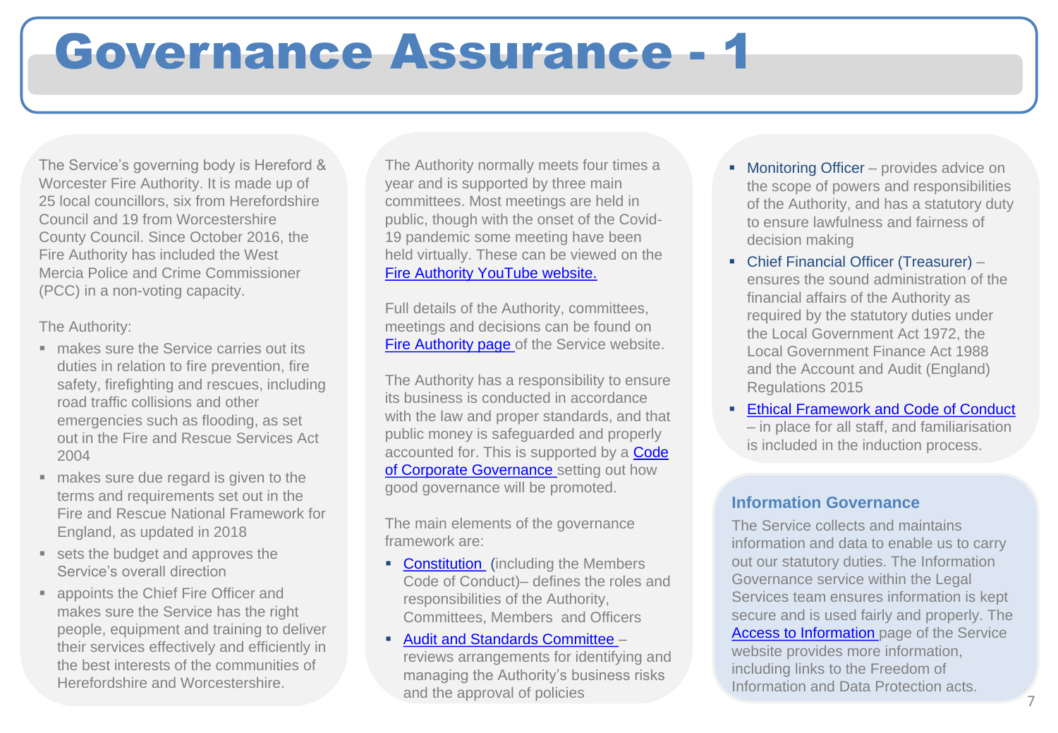# Governance Assurance - 1

The Service's governing body is Hereford & Worcester Fire Authority. It is made up of 25 local councillors, six from Herefordshire Council and 19 from Worcestershire County Council. Since October 2016, the Fire Authority has included the West Mercia Police and Crime Commissioner (PCC) in a non-voting capacity.

The Authority:

- makes sure the Service carries out its duties in relation to fire prevention, fire safety, firefighting and rescues, including road traffic collisions and other emergencies such as flooding, as set out in the Fire and Rescue Services Act 2004
- makes sure due regard is given to the terms and requirements set out in the Fire and Rescue National Framework for England, as updated in 2018
- sets the budget and approves the Service's overall direction
- appoints the Chief Fire Officer and makes sure the Service has the right people, equipment and training to deliver their services effectively and efficiently in the best interests of the communities of Herefordshire and Worcestershire.

The Authority normally meets four times a year and is supported by three main committees. Most meetings are held in public, though with the onset of the Covid-19 pandemic some meeting have been held virtually. These can be viewed on the Fire Authority YouTube website.

Full details of the Authority, committees, meetings and decisions can be found on Fire Authority page of the Service website.

The Authority has a responsibility to ensure its business is conducted in accordance with the law and proper standards, and that public money is safeguarded and properly accounted for. This is supported by a Code of Corporate Governance setting out how good governance will be promoted.

The main elements of the governance framework are:

- Constitution (including the Members Code of Conduct)– defines the roles and responsibilities of the Authority, Committees, Members and Officers
- Audit and Standards Committee – reviews arrangements for identifying and managing the Authority's business risks and the approval of policies
- Monitoring Officer – provides advice on the scope of powers and responsibilities of the Authority, and has a statutory duty to ensure lawfulness and fairness of decision making
- Chief Financial Officer (Treasurer) – ensures the sound administration of the financial affairs of the Authority as required by the statutory duties under the Local Government Act 1972, the Local Government Finance Act 1988 and the Account and Audit (England) Regulations 2015
- Ethical Framework and Code of Conduct – in place for all staff, and familiarisation is included in the induction process.

### Information Governance

The Service collects and maintains information and data to enable us to carry out our statutory duties. The Information Governance service within the Legal Services team ensures information is kept secure and is used fairly and properly. The Access to Information page of the Service website provides more information, including links to the Freedom of Information and Data Protection acts.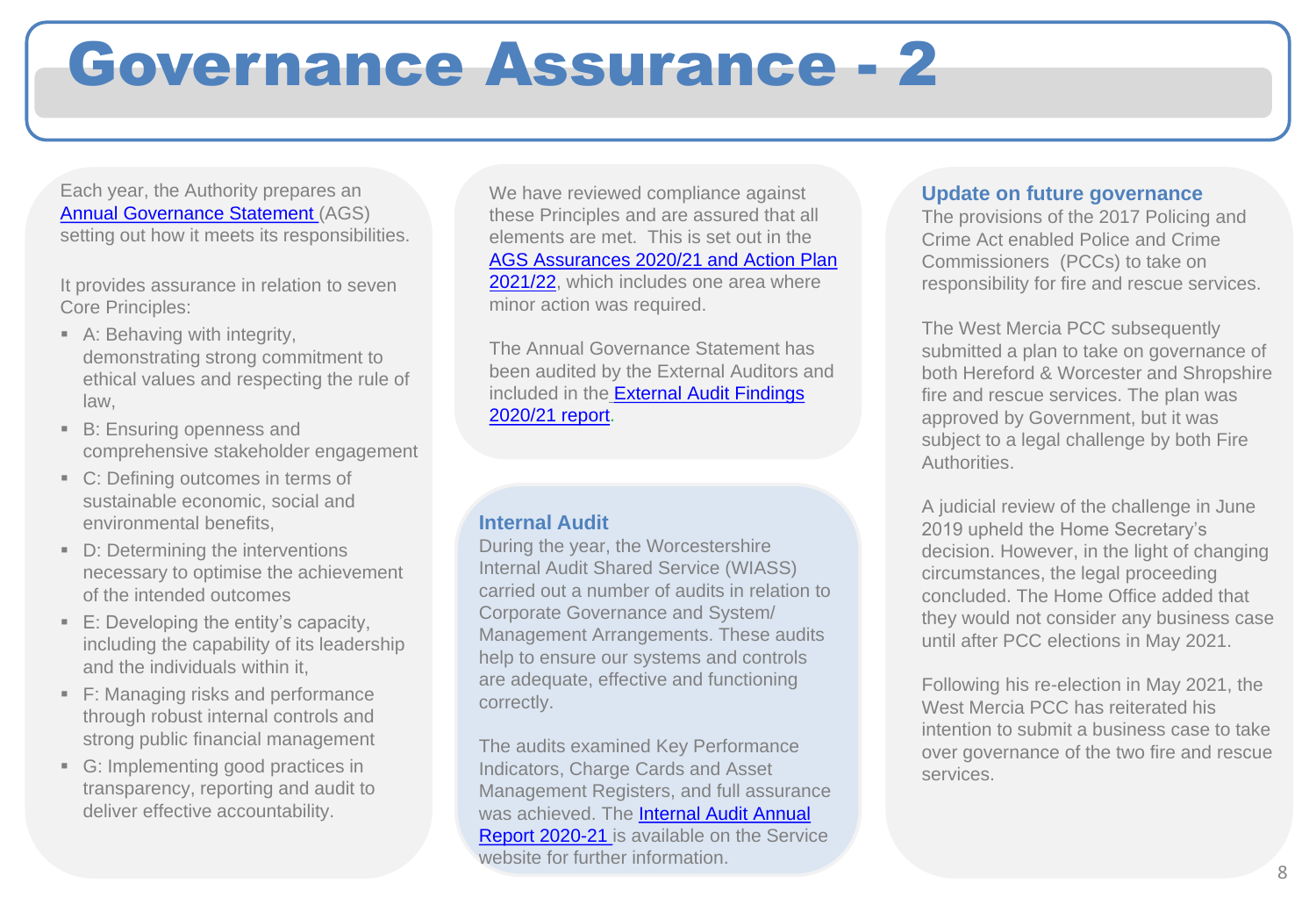# Governance Assurance - 2

Each year, the Authority prepares an Annual Governance Statement (AGS) setting out how it meets its responsibilities.

It provides assurance in relation to seven Core Principles:

- A: Behaving with integrity, demonstrating strong commitment to ethical values and respecting the rule of law,
- B: Ensuring openness and comprehensive stakeholder engagement
- C: Defining outcomes in terms of sustainable economic, social and environmental benefits,
- D: Determining the interventions necessary to optimise the achievement of the intended outcomes
- E: Developing the entity's capacity, including the capability of its leadership and the individuals within it,
- F: Managing risks and performance through robust internal controls and strong public financial management
- G: Implementing good practices in transparency, reporting and audit to deliver effective accountability.

We have reviewed compliance against these Principles and are assured that all elements are met. This is set out in the AGS Assurances 2020/21 and Action Plan 2021/22, which includes one area where minor action was required.

The Annual Governance Statement has been audited by the External Auditors and included in the External Audit Findings 2020/21 report.

## Internal Audit

During the year, the Worcestershire Internal Audit Shared Service (WIASS) carried out a number of audits in relation to Corporate Governance and System/ Management Arrangements. These audits help to ensure our systems and controls are adequate, effective and functioning correctly.

The audits examined Key Performance Indicators, Charge Cards and Asset Management Registers, and full assurance was achieved. The Internal Audit Annual Report 2020-21 is available on the Service website for further information.

## Update on future governance

The provisions of the 2017 Policing and Crime Act enabled Police and Crime Commissioners (PCCs) to take on responsibility for fire and rescue services.

The West Mercia PCC subsequently submitted a plan to take on governance of both Hereford & Worcester and Shropshire fire and rescue services. The plan was approved by Government, but it was subject to a legal challenge by both Fire Authorities.

A judicial review of the challenge in June 2019 upheld the Home Secretary's decision. However, in the light of changing circumstances, the legal proceeding concluded. The Home Office added that they would not consider any business case until after PCC elections in May 2021.

Following his re-election in May 2021, the West Mercia PCC has reiterated his intention to submit a business case to take over governance of the two fire and rescue services.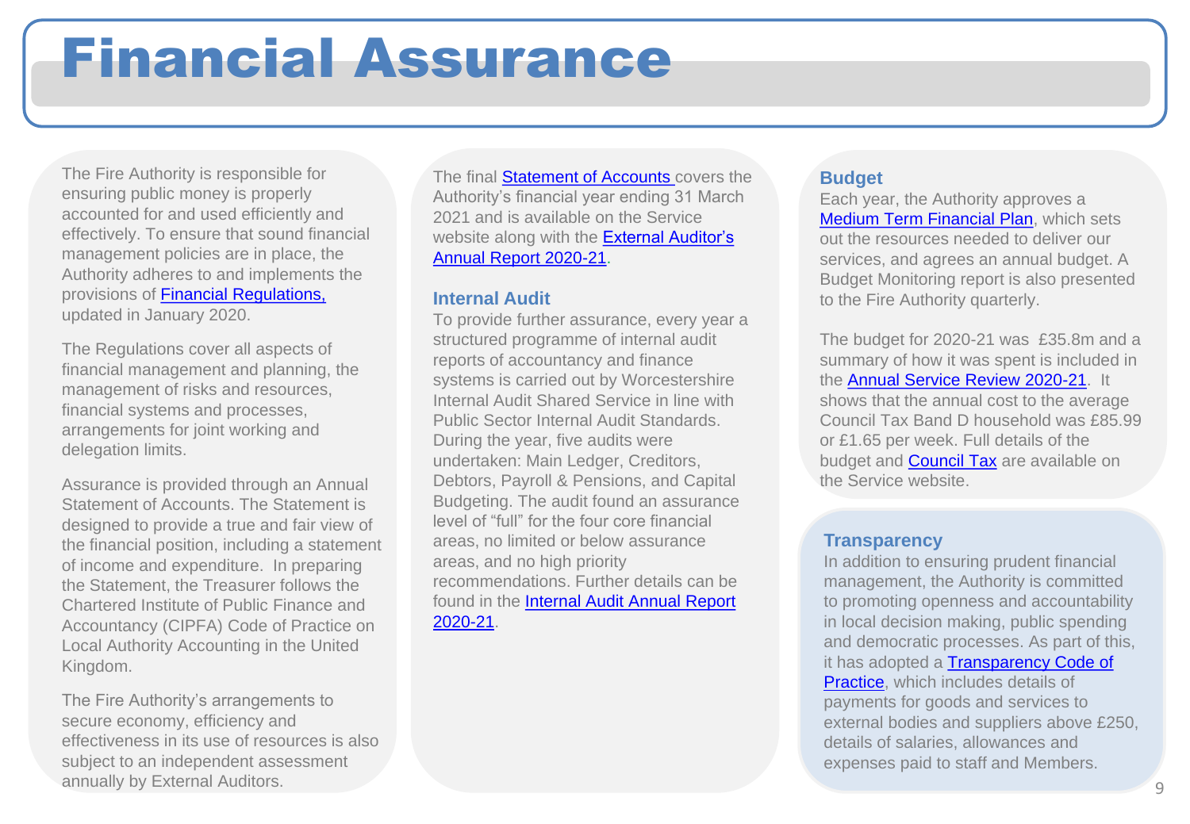# Financial Assurance

The Fire Authority is responsible for ensuring public money is properly accounted for and used efficiently and effectively. To ensure that sound financial management policies are in place, the Authority adheres to and implements the provisions of Financial Regulations, updated in January 2020.

The Regulations cover all aspects of financial management and planning, the management of risks and resources, financial systems and processes, arrangements for joint working and delegation limits.

Assurance is provided through an Annual Statement of Accounts. The Statement is designed to provide a true and fair view of the financial position, including a statement of income and expenditure. In preparing the Statement, the Treasurer follows the Chartered Institute of Public Finance and Accountancy (CIPFA) Code of Practice on Local Authority Accounting in the United Kingdom.

The Fire Authority's arrangements to secure economy, efficiency and effectiveness in its use of resources is also subject to an independent assessment annually by External Auditors.

The final Statement of Accounts covers the Authority's financial year ending 31 March 2021 and is available on the Service website along with the External Auditor's Annual Report 2020-21.

## Internal Audit

To provide further assurance, every year a structured programme of internal audit reports of accountancy and finance systems is carried out by Worcestershire Internal Audit Shared Service in line with Public Sector Internal Audit Standards. During the year, five audits were undertaken: Main Ledger, Creditors, Debtors, Payroll & Pensions, and Capital Budgeting. The audit found an assurance level of "full" for the four core financial areas, no limited or below assurance areas, and no high priority recommendations. Further details can be found in the Internal Audit Annual Report 2020-21.

## Budget

Each year, the Authority approves a Medium Term Financial Plan, which sets out the resources needed to deliver our services, and agrees an annual budget. A Budget Monitoring report is also presented to the Fire Authority quarterly.

The budget for 2020-21 was £35.8m and a summary of how it was spent is included in the Annual Service Review 2020-21. It shows that the annual cost to the average Council Tax Band D household was £85.99 or £1.65 per week. Full details of the budget and Council Tax are available on the Service website.

## Transparency

In addition to ensuring prudent financial management, the Authority is committed to promoting openness and accountability in local decision making, public spending and democratic processes. As part of this, it has adopted a Transparency Code of Practice, which includes details of payments for goods and services to external bodies and suppliers above £250, details of salaries, allowances and expenses paid to staff and Members.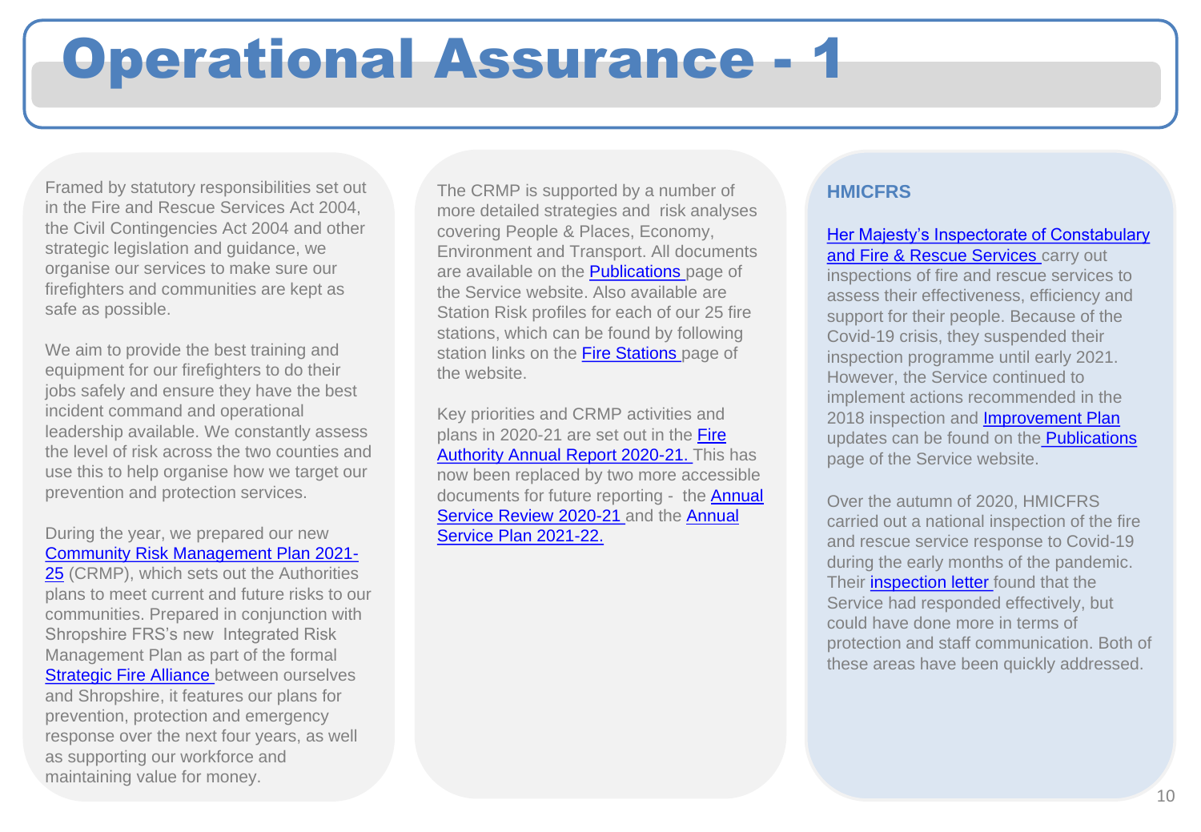# Operational Assurance - 1

Framed by statutory responsibilities set out in the Fire and Rescue Services Act 2004, the Civil Contingencies Act 2004 and other strategic legislation and guidance, we organise our services to make sure our firefighters and communities are kept as safe as possible.

We aim to provide the best training and equipment for our firefighters to do their jobs safely and ensure they have the best incident command and operational leadership available. We constantly assess the level of risk across the two counties and use this to help organise how we target our prevention and protection services.

During the year, we prepared our new Community Risk Management Plan 2021-25 (CRMP), which sets out the Authorities plans to meet current and future risks to our communities. Prepared in conjunction with Shropshire FRS's new Integrated Risk Management Plan as part of the formal Strategic Fire Alliance between ourselves and Shropshire, it features our plans for prevention, protection and emergency response over the next four years, as well as supporting our workforce and maintaining value for money.

The CRMP is supported by a number of more detailed strategies and risk analyses covering People & Places, Economy, Environment and Transport. All documents are available on the Publications page of the Service website. Also available are Station Risk profiles for each of our 25 fire stations, which can be found by following station links on the Fire Stations page of the website.

Key priorities and CRMP activities and plans in 2020-21 are set out in the Fire Authority Annual Report 2020-21. This has now been replaced by two more accessible documents for future reporting - the Annual Service Review 2020-21 and the Annual Service Plan 2021-22.

## HMICFRS

Her Majesty's Inspectorate of Constabulary and Fire & Rescue Services carry out inspections of fire and rescue services to assess their effectiveness, efficiency and support for their people. Because of the Covid-19 crisis, they suspended their inspection programme until early 2021. However, the Service continued to implement actions recommended in the 2018 inspection and Improvement Plan updates can be found on the Publications page of the Service website.

Over the autumn of 2020, HMICFRS carried out a national inspection of the fire and rescue service response to Covid-19 during the early months of the pandemic. Their inspection letter found that the Service had responded effectively, but could have done more in terms of protection and staff communication. Both of these areas have been quickly addressed.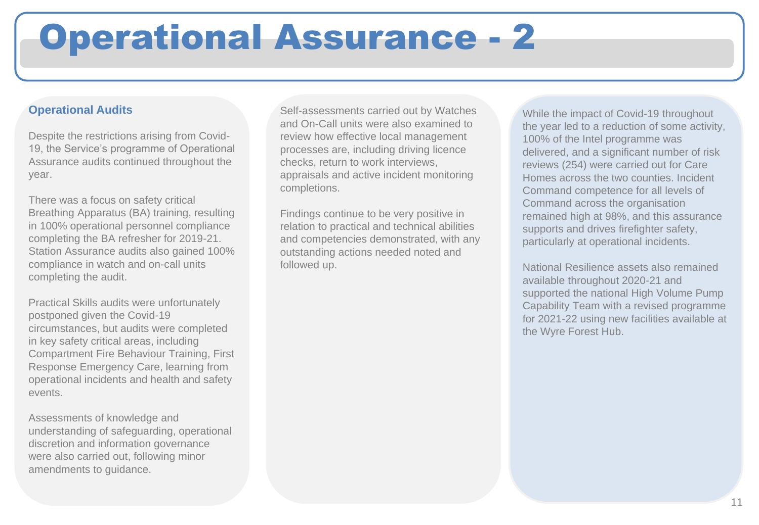# Operational Assurance - 2

## Operational Audits

Despite the restrictions arising from Covid-19, the Service's programme of Operational Assurance audits continued throughout the year.

There was a focus on safety critical Breathing Apparatus (BA) training, resulting in 100% operational personnel compliance completing the BA refresher for 2019-21. Station Assurance audits also gained 100% compliance in watch and on-call units completing the audit.

Practical Skills audits were unfortunately postponed given the Covid-19 circumstances, but audits were completed in key safety critical areas, including Compartment Fire Behaviour Training, First Response Emergency Care, learning from operational incidents and health and safety events.

Assessments of knowledge and understanding of safeguarding, operational discretion and information governance were also carried out, following minor amendments to guidance.

Self-assessments carried out by Watches and On-Call units were also examined to review how effective local management processes are, including driving licence checks, return to work interviews, appraisals and active incident monitoring completions.

Findings continue to be very positive in relation to practical and technical abilities and competencies demonstrated, with any outstanding actions needed noted and followed up.

While the impact of Covid-19 throughout the year led to a reduction of some activity, 100% of the Intel programme was delivered, and a significant number of risk reviews (254) were carried out for Care Homes across the two counties. Incident Command competence for all levels of Command across the organisation remained high at 98%, and this assurance supports and drives firefighter safety, particularly at operational incidents.

National Resilience assets also remained available throughout 2020-21 and supported the national High Volume Pump Capability Team with a revised programme for 2021-22 using new facilities available at the Wyre Forest Hub.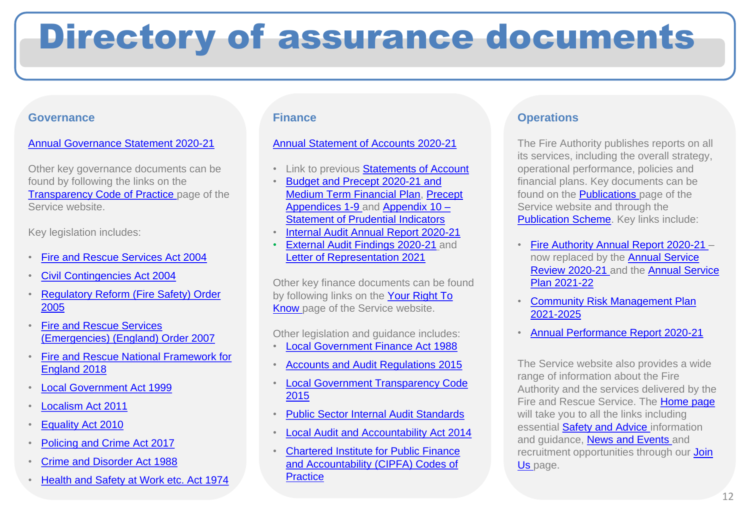# Directory of assurance documents

## Governance

Annual Governance Statement 2020-21

Other key governance documents can be found by following the links on the Transparency Code of Practice page of the Service website.

Key legislation includes:

- Fire and Rescue Services Act 2004
- Civil Contingencies Act 2004
- Regulatory Reform (Fire Safety) Order 2005
- Fire and Rescue Services (Emergencies) (England) Order 2007
- Fire and Rescue National Framework for England 2018
- Local Government Act 1999
- Localism Act 2011
- Equality Act 2010
- Policing and Crime Act 2017
- Crime and Disorder Act 1988
- Health and Safety at Work etc. Act 1974

## Finance

Annual Statement of Accounts 2020-21

- Link to previous Statements of Account
- Budget and Precept 2020-21 and Medium Term Financial Plan, Precept Appendices 1-9 and Appendix 10 – Statement of Prudential Indicators
- Internal Audit Annual Report 2020-21
- External Audit Findings 2020-21 and Letter of Representation 2021

Other key finance documents can be found by following links on the Your Right To Know page of the Service website.

Other legislation and guidance includes:

- Local Government Finance Act 1988
- Accounts and Audit Regulations 2015
- Local Government Transparency Code 2015
- Public Sector Internal Audit Standards
- Local Audit and Accountability Act 2014
- Chartered Institute for Public Finance and Accountability (CIPFA) Codes of Practice

## Operations

The Fire Authority publishes reports on all its services, including the overall strategy, operational performance, policies and financial plans. Key documents can be found on the Publications page of the Service website and through the Publication Scheme. Key links include:

- Fire Authority Annual Report 2020-21 – now replaced by the Annual Service Review 2020-21 and the Annual Service Plan 2021-22
- Community Risk Management Plan 2021-2025
- Annual Performance Report 2020-21

The Service website also provides a wide range of information about the Fire Authority and the services delivered by the Fire and Rescue Service. The Home page will take you to all the links including essential Safety and Advice information and guidance, News and Events and recruitment opportunities through our Join Us page.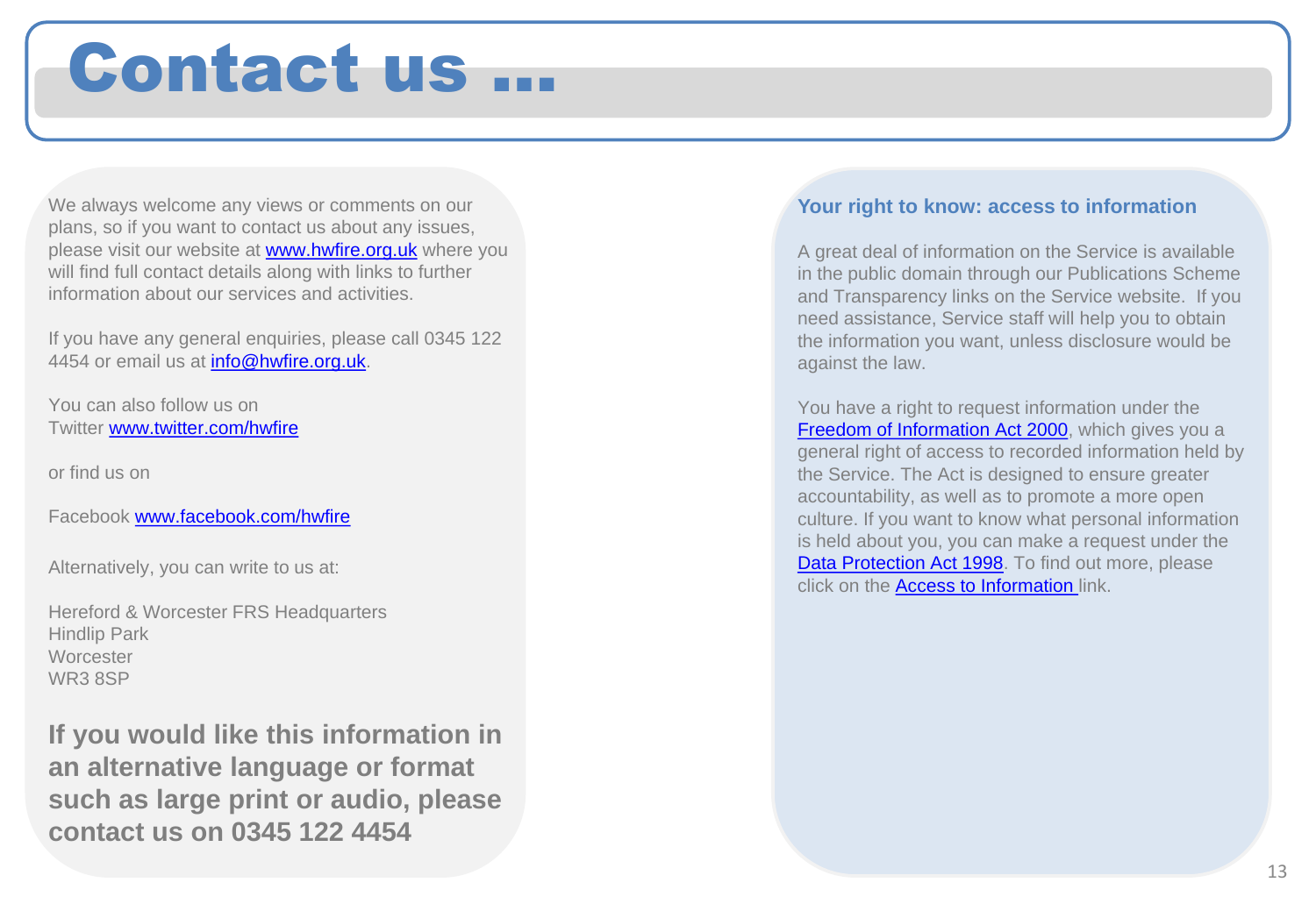# Contact us …

We always welcome any views or comments on our plans, so if you want to contact us about any issues, please visit our website at [www.hwfire.org.uk](http://www.hwfire.org.uk) where you will find full contact details along with links to further information about our services and activities.

If you have any general enquiries, please call 0345 122 4454 or email us at [info@hwfire.org.uk](mailto:info@hwfire.org.uk).

You can also follow us on
Twitter [www.twitter.com/hwfire](http://www.twitter.com/hwfire)

or find us on

Facebook [www.facebook.com/hwfire](http://www.facebook.com/hwfire)

Alternatively, you can write to us at:

Hereford & Worcester FRS Headquarters
Hindlip Park
Worcester
WR3 8SP

**If you would like this information in an alternative language or format such as large print or audio, please contact us on 0345 122 4454**

## Your right to know: access to information

A great deal of information on the Service is available in the public domain through our Publications Scheme and Transparency links on the Service website. If you need assistance, Service staff will help you to obtain the information you want, unless disclosure would be against the law.

You have a right to request information under the Freedom of Information Act 2000, which gives you a general right of access to recorded information held by the Service. The Act is designed to ensure greater accountability, as well as to promote a more open culture. If you want to know what personal information is held about you, you can make a request under the Data Protection Act 1998. To find out more, please click on the Access to Information link.